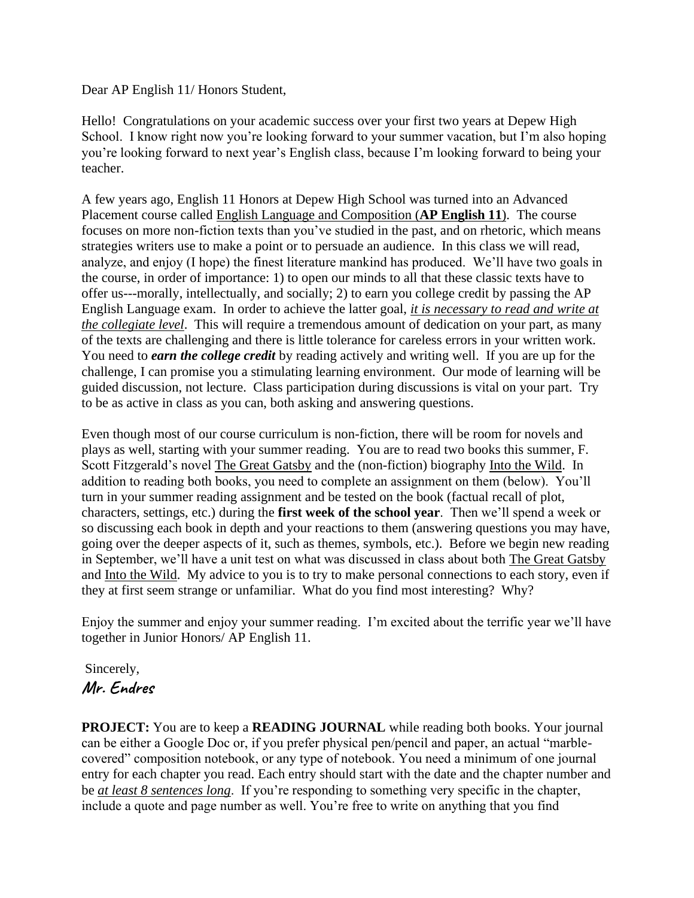Dear AP English 11/ Honors Student,

Hello! Congratulations on your academic success over your first two years at Depew High School. I know right now you're looking forward to your summer vacation, but I'm also hoping you're looking forward to next year's English class, because I'm looking forward to being your teacher.

A few years ago, English 11 Honors at Depew High School was turned into an Advanced Placement course called English Language and Composition (**AP English 11**). The course focuses on more non-fiction texts than you've studied in the past, and on rhetoric, which means strategies writers use to make a point or to persuade an audience. In this class we will read, analyze, and enjoy (I hope) the finest literature mankind has produced. We'll have two goals in the course, in order of importance: 1) to open our minds to all that these classic texts have to offer us---morally, intellectually, and socially; 2) to earn you college credit by passing the AP English Language exam. In order to achieve the latter goal, *it is necessary to read and write at the collegiate level*. This will require a tremendous amount of dedication on your part, as many of the texts are challenging and there is little tolerance for careless errors in your written work. You need to ***earn the college credit*** by reading actively and writing well. If you are up for the challenge, I can promise you a stimulating learning environment. Our mode of learning will be guided discussion, not lecture. Class participation during discussions is vital on your part. Try to be as active in class as you can, both asking and answering questions.

Even though most of our course curriculum is non-fiction, there will be room for novels and plays as well, starting with your summer reading. You are to read two books this summer, F. Scott Fitzgerald's novel The Great Gatsby and the (non-fiction) biography Into the Wild. In addition to reading both books, you need to complete an assignment on them (below). You'll turn in your summer reading assignment and be tested on the book (factual recall of plot, characters, settings, etc.) during the **first week of the school year**. Then we'll spend a week or so discussing each book in depth and your reactions to them (answering questions you may have, going over the deeper aspects of it, such as themes, symbols, etc.). Before we begin new reading in September, we'll have a unit test on what was discussed in class about both The Great Gatsby and Into the Wild. My advice to you is to try to make personal connections to each story, even if they at first seem strange or unfamiliar. What do you find most interesting? Why?

Enjoy the summer and enjoy your summer reading. I'm excited about the terrific year we'll have together in Junior Honors/ AP English 11.

Sincerely,
**Mr. Endres**

**PROJECT:** You are to keep a **READING JOURNAL** while reading both books. Your journal can be either a Google Doc or, if you prefer physical pen/pencil and paper, an actual "marble-covered" composition notebook, or any type of notebook. You need a minimum of one journal entry for each chapter you read. Each entry should start with the date and the chapter number and be *at least 8 sentences long*. If you're responding to something very specific in the chapter, include a quote and page number as well. You're free to write on anything that you find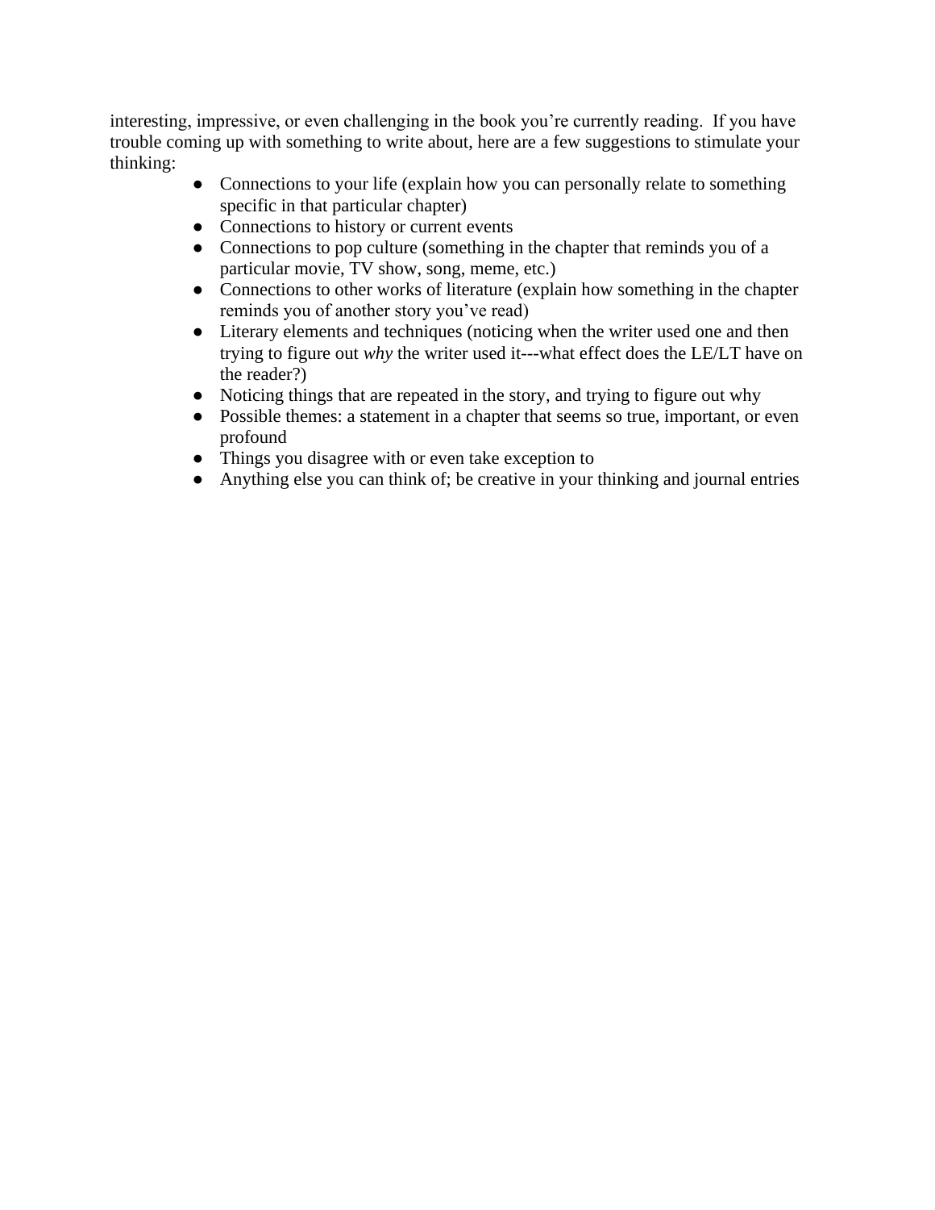interesting, impressive, or even challenging in the book you're currently reading. If you have trouble coming up with something to write about, here are a few suggestions to stimulate your thinking:

- Connections to your life (explain how you can personally relate to something specific in that particular chapter)
- Connections to history or current events
- Connections to pop culture (something in the chapter that reminds you of a particular movie, TV show, song, meme, etc.)
- Connections to other works of literature (explain how something in the chapter reminds you of another story you've read)
- Literary elements and techniques (noticing when the writer used one and then trying to figure out *why* the writer used it---what effect does the LE/LT have on the reader?)
- Noticing things that are repeated in the story, and trying to figure out why
- Possible themes: a statement in a chapter that seems so true, important, or even profound
- Things you disagree with or even take exception to
- Anything else you can think of; be creative in your thinking and journal entries